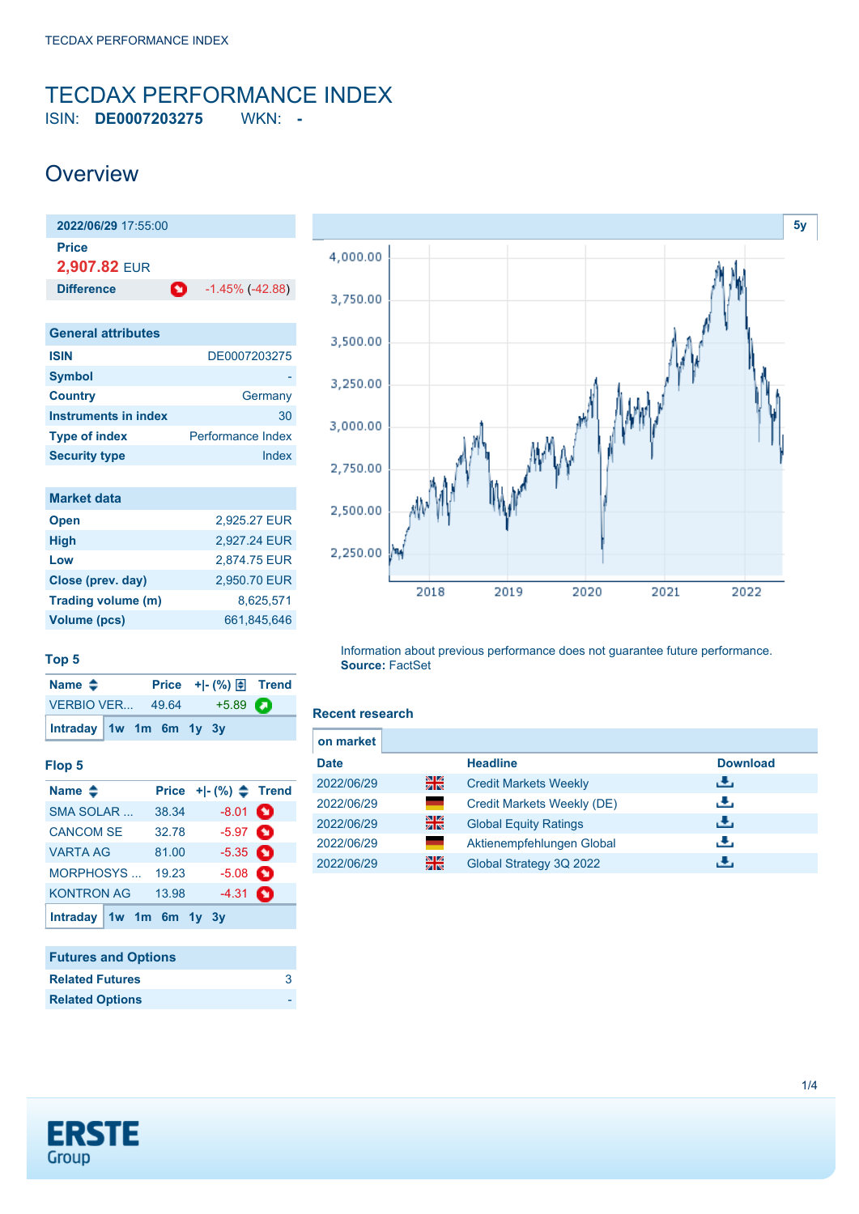# TECDAX PERFORMANCE INDEX

ISIN: **DE0007203275** WKN: **-**

## Overview

| 2022/06/29 17:55:00 | |
|---|---|
| **Price** | |
| **2,907.82** EUR | |
| **Difference** | -1.45% (-42.88) |

| General attributes | |
|---|---|
| **ISIN** | DE0007203275 |
| **Symbol** | - |
| **Country** | Germany |
| **Instruments in index** | 30 |
| **Type of index** | Performance Index |
| **Security type** | Index |

| Market data | |
|---|---|
| **Open** | 2,925.27 EUR |
| **High** | 2,927.24 EUR |
| **Low** | 2,874.75 EUR |
| **Close (prev. day)** | 2,950.70 EUR |
| **Trading volume (m)** | 8,625,571 |
| **Volume (pcs)** | 661,845,646 |

### Top 5

| Name | Price | +\|- (%) | Trend |
|---|---|---|---|
| VERBIO VER... | 49.64 | +5.89 | |

Intraday 1w 1m 6m 1y 3y

### Flop 5

| Name | Price | +\|- (%) | Trend |
|---|---|---|---|
| SMA SOLAR ... | 38.34 | -8.01 | |
| CANCOM SE | 32.78 | -5.97 | |
| VARTA AG | 81.00 | -5.35 | |
| MORPHOSYS ... | 19.23 | -5.08 | |
| KONTRON AG | 13.98 | -4.31 | |

Intraday 1w 1m 6m 1y 3y

| Futures and Options | |
|---|---|
| **Related Futures** | 3 |
| **Related Options** | - |

5y

Information about previous performance does not guarantee future performance.
**Source:** FactSet

### Recent research

on market

| Date | | Headline | Download |
|---|---|---|---|
| 2022/06/29 | | Credit Markets Weekly | |
| 2022/06/29 | | Credit Markets Weekly (DE) | |
| 2022/06/29 | | Global Equity Ratings | |
| 2022/06/29 | | Aktienempfehlungen Global | |
| 2022/06/29 | | Global Strategy 3Q 2022 | |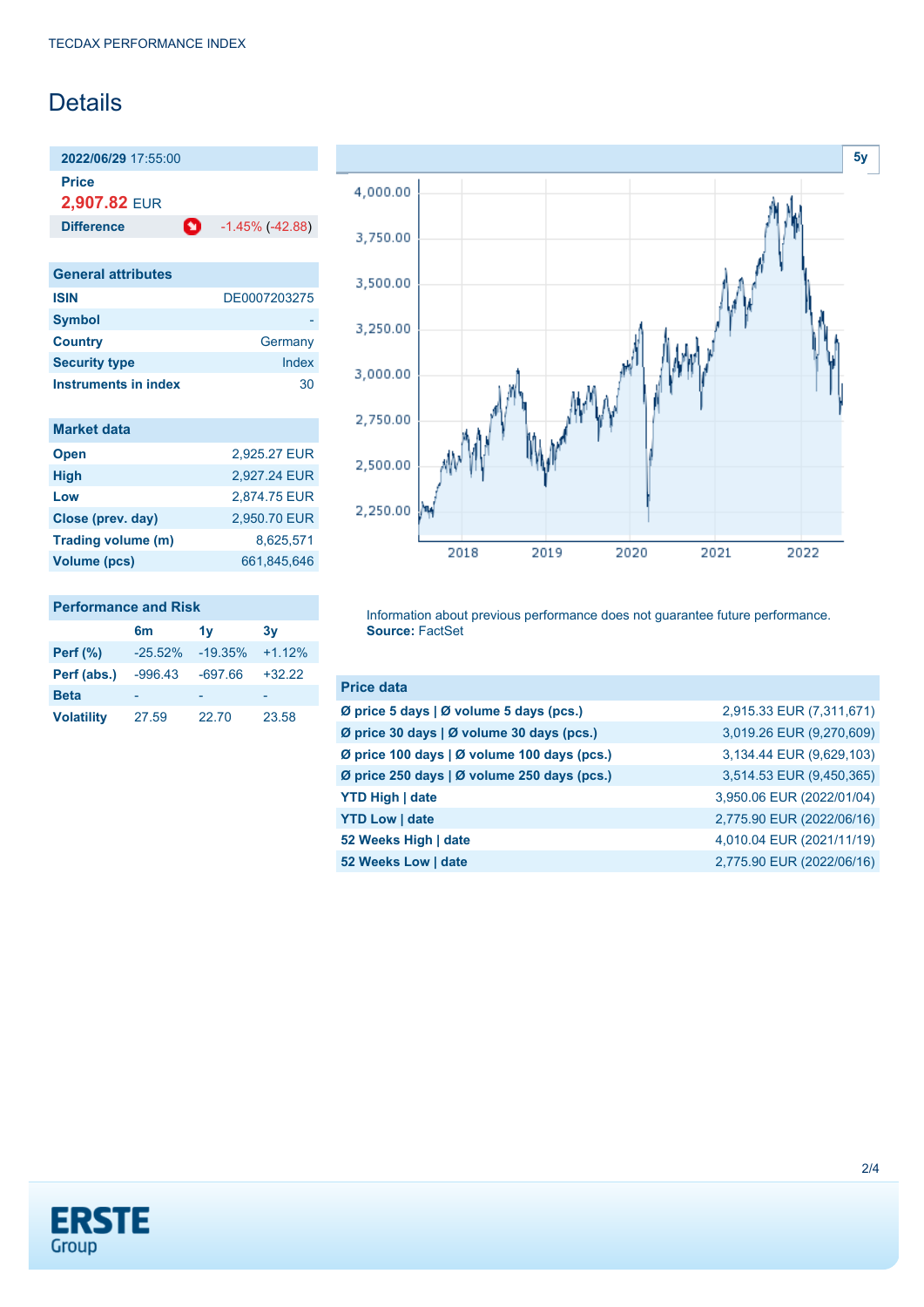TECDAX PERFORMANCE INDEX

# Details

**2022/06/29** 17:55:00

**Price**

**2,907.82** EUR

**Difference** -1.45% (-42.88)

| General attributes | |
|---|---|
| **ISIN** | DE0007203275 |
| **Symbol** | - |
| **Country** | Germany |
| **Security type** | Index |
| **Instruments in index** | 30 |

| Market data | |
|---|---|
| **Open** | 2,925.27 EUR |
| **High** | 2,927.24 EUR |
| **Low** | 2,874.75 EUR |
| **Close (prev. day)** | 2,950.70 EUR |
| **Trading volume (m)** | 8,625,571 |
| **Volume (pcs)** | 661,845,646 |

**Performance and Risk**

| | 6m | 1y | 3y |
|---|---|---|---|
| **Perf (%)** | -25.52% | -19.35% | +1.12% |
| **Perf (abs.)** | -996.43 | -697.66 | +32.22 |
| **Beta** | - | - | - |
| **Volatility** | 27.59 | 22.70 | 23.58 |

Information about previous performance does not guarantee future performance.
**Source:** FactSet

| Price data | |
|---|---|
| **Ø price 5 days \| Ø volume 5 days (pcs.)** | 2,915.33 EUR (7,311,671) |
| **Ø price 30 days \| Ø volume 30 days (pcs.)** | 3,019.26 EUR (9,270,609) |
| **Ø price 100 days \| Ø volume 100 days (pcs.)** | 3,134.44 EUR (9,629,103) |
| **Ø price 250 days \| Ø volume 250 days (pcs.)** | 3,514.53 EUR (9,450,365) |
| **YTD High \| date** | 3,950.06 EUR (2022/01/04) |
| **YTD Low \| date** | 2,775.90 EUR (2022/06/16) |
| **52 Weeks High \| date** | 4,010.04 EUR (2021/11/19) |
| **52 Weeks Low \| date** | 2,775.90 EUR (2022/06/16) |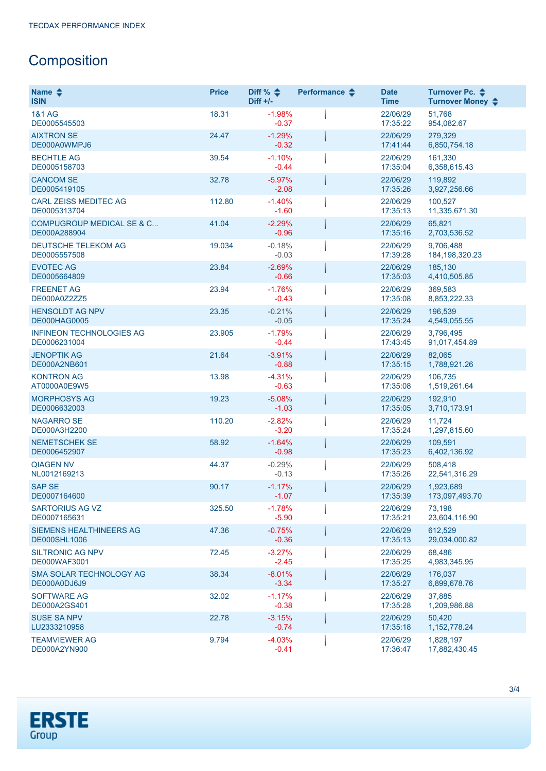# Composition

| Name<br>ISIN | Price | Diff %<br>Diff +/- | Performance | Date<br>Time | Turnover Pc.<br>Turnover Money |
|---|---|---|---|---|---|
| 1&1 AG<br>DE0005545503 | 18.31 | -1.98%<br>-0.37 | | 22/06/29<br>17:35:22 | 51,768<br>954,082.67 |
| AIXTRON SE<br>DE000A0WMPJ6 | 24.47 | -1.29%<br>-0.32 | | 22/06/29<br>17:41:44 | 279,329<br>6,850,754.18 |
| BECHTLE AG<br>DE0005158703 | 39.54 | -1.10%<br>-0.44 | | 22/06/29<br>17:35:04 | 161,330<br>6,358,615.43 |
| CANCOM SE<br>DE0005419105 | 32.78 | -5.97%<br>-2.08 | | 22/06/29<br>17:35:26 | 119,892<br>3,927,256.66 |
| CARL ZEISS MEDITEC AG<br>DE0005313704 | 112.80 | -1.40%<br>-1.60 | | 22/06/29<br>17:35:13 | 100,527<br>11,335,671.30 |
| COMPUGROUP MEDICAL SE & C...<br>DE000A288904 | 41.04 | -2.29%<br>-0.96 | | 22/06/29<br>17:35:16 | 65,821<br>2,703,536.52 |
| DEUTSCHE TELEKOM AG<br>DE0005557508 | 19.034 | -0.18%<br>-0.03 | | 22/06/29<br>17:39:28 | 9,706,488<br>184,198,320.23 |
| EVOTEC AG<br>DE0005664809 | 23.84 | -2.69%<br>-0.66 | | 22/06/29<br>17:35:03 | 185,130<br>4,410,505.85 |
| FREENET AG<br>DE000A0Z2ZZ5 | 23.94 | -1.76%<br>-0.43 | | 22/06/29<br>17:35:08 | 369,583<br>8,853,222.33 |
| HENSOLDT AG NPV<br>DE000HAG0005 | 23.35 | -0.21%<br>-0.05 | | 22/06/29<br>17:35:24 | 196,539<br>4,549,055.55 |
| INFINEON TECHNOLOGIES AG<br>DE0006231004 | 23.905 | -1.79%<br>-0.44 | | 22/06/29<br>17:43:45 | 3,796,495<br>91,017,454.89 |
| JENOPTIK AG<br>DE000A2NB601 | 21.64 | -3.91%<br>-0.88 | | 22/06/29<br>17:35:15 | 82,065<br>1,788,921.26 |
| KONTRON AG<br>AT0000A0E9W5 | 13.98 | -4.31%<br>-0.63 | | 22/06/29<br>17:35:08 | 106,735<br>1,519,261.64 |
| MORPHOSYS AG<br>DE0006632003 | 19.23 | -5.08%<br>-1.03 | | 22/06/29<br>17:35:05 | 192,910<br>3,710,173.91 |
| NAGARRO SE<br>DE000A3H2200 | 110.20 | -2.82%<br>-3.20 | | 22/06/29<br>17:35:24 | 11,724<br>1,297,815.60 |
| NEMETSCHEK SE<br>DE0006452907 | 58.92 | -1.64%<br>-0.98 | | 22/06/29<br>17:35:23 | 109,591<br>6,402,136.92 |
| QIAGEN NV<br>NL0012169213 | 44.37 | -0.29%<br>-0.13 | | 22/06/29<br>17:35:26 | 508,418<br>22,541,316.29 |
| SAP SE<br>DE0007164600 | 90.17 | -1.17%<br>-1.07 | | 22/06/29<br>17:35:39 | 1,923,689<br>173,097,493.70 |
| SARTORIUS AG VZ<br>DE0007165631 | 325.50 | -1.78%<br>-5.90 | | 22/06/29<br>17:35:21 | 73,198<br>23,604,116.90 |
| SIEMENS HEALTHINEERS AG<br>DE000SHL1006 | 47.36 | -0.75%<br>-0.36 | | 22/06/29<br>17:35:13 | 612,529<br>29,034,000.82 |
| SILTRONIC AG NPV<br>DE000WAF3001 | 72.45 | -3.27%<br>-2.45 | | 22/06/29<br>17:35:25 | 68,486<br>4,983,345.95 |
| SMA SOLAR TECHNOLOGY AG<br>DE000A0DJ6J9 | 38.34 | -8.01%<br>-3.34 | | 22/06/29<br>17:35:27 | 176,037<br>6,899,678.76 |
| SOFTWARE AG<br>DE000A2GS401 | 32.02 | -1.17%<br>-0.38 | | 22/06/29<br>17:35:28 | 37,885<br>1,209,986.88 |
| SUSE SA NPV<br>LU2333210958 | 22.78 | -3.15%<br>-0.74 | | 22/06/29<br>17:35:18 | 50,420<br>1,152,778.24 |
| TEAMVIEWER AG<br>DE000A2YN900 | 9.794 | -4.03%<br>-0.41 | | 22/06/29<br>17:36:47 | 1,828,197<br>17,882,430.45 |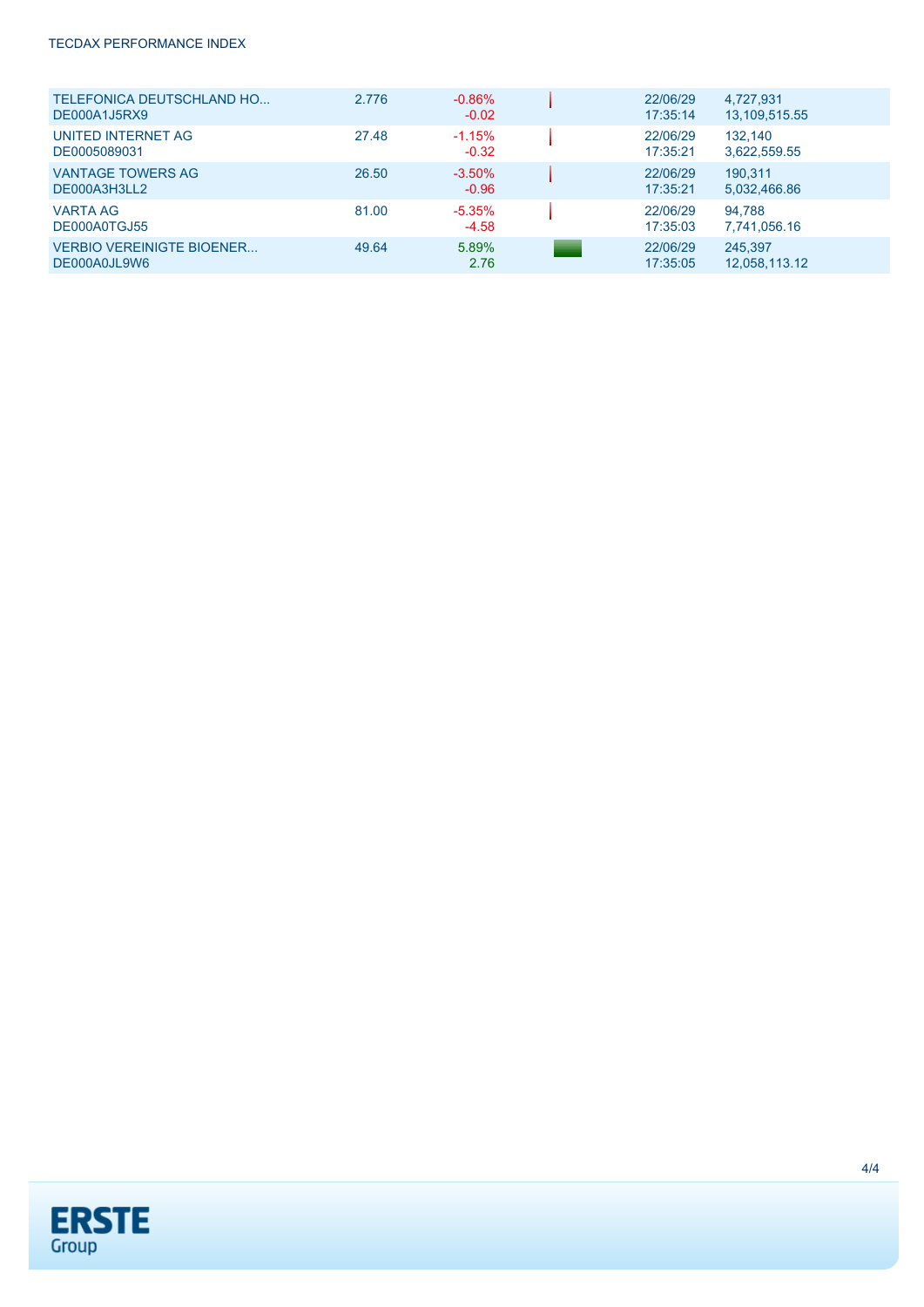| | | | | | |
|---|---|---|---|---|---|
| TELEFONICA DEUTSCHLAND HO...<br>DE000A1J5RX9 | 2.776 | -0.86%<br>-0.02 | | 22/06/29<br>17:35:14 | 4,727,931<br>13,109,515.55 |
| UNITED INTERNET AG<br>DE0005089031 | 27.48 | -1.15%<br>-0.32 | | 22/06/29<br>17:35:21 | 132,140<br>3,622,559.55 |
| VANTAGE TOWERS AG<br>DE000A3H3LL2 | 26.50 | -3.50%<br>-0.96 | | 22/06/29<br>17:35:21 | 190,311<br>5,032,466.86 |
| VARTA AG<br>DE000A0TGJ55 | 81.00 | -5.35%<br>-4.58 | | 22/06/29<br>17:35:03 | 94,788<br>7,741,056.16 |
| VERBIO VEREINIGTE BIOENER...<br>DE000A0JL9W6 | 49.64 | 5.89%<br>2.76 | | 22/06/29<br>17:35:05 | 245,397<br>12,058,113.12 |